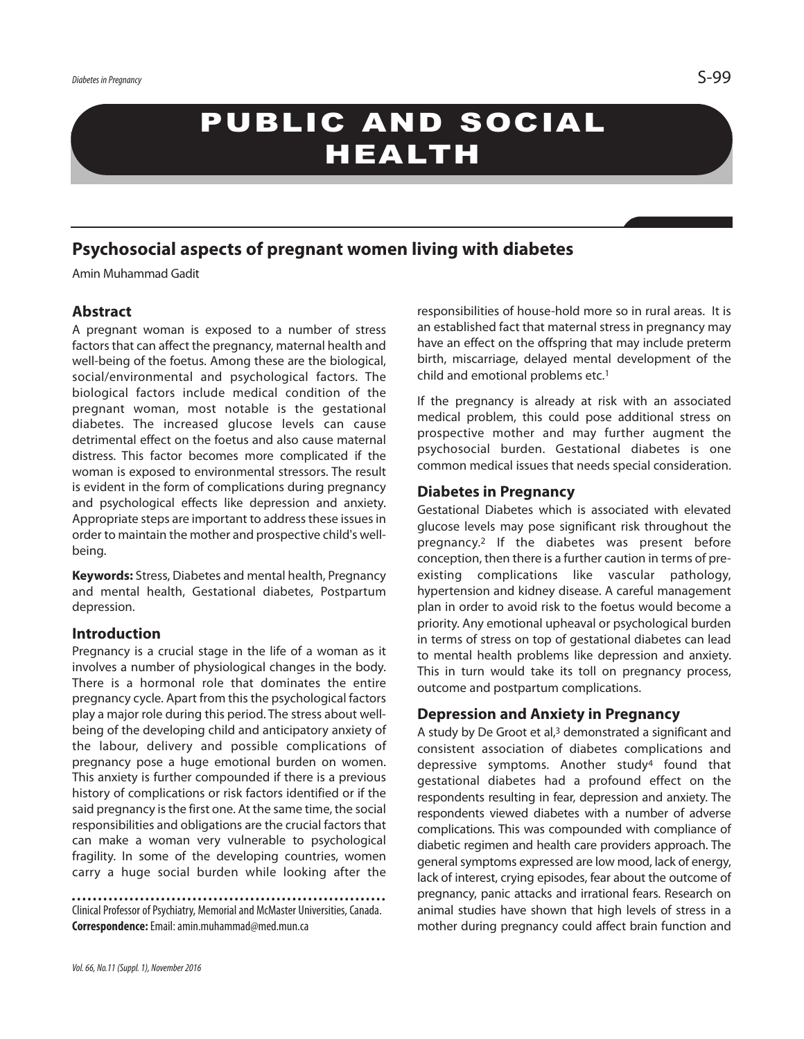PUBLIC AND SOCIAL HEALTH

# Psychosocial aspects of pregnant women living with diabetes

Amin Muhammad Gadit

## Abstract

A pregnant woman is exposed to a number of stress factors that can affect the pregnancy, maternal health and well-being of the foetus. Among these are the biological, social/environmental and psychological factors. The biological factors include medical condition of the pregnant woman, most notable is the gestational diabetes. The increased glucose levels can cause detrimental effect on the foetus and also cause maternal distress. This factor becomes more complicated if the woman is exposed to environmental stressors. The result is evident in the form of complications during pregnancy and psychological effects like depression and anxiety. Appropriate steps are important to address these issues in order to maintain the mother and prospective child's well-being.

**Keywords:** Stress, Diabetes and mental health, Pregnancy and mental health, Gestational diabetes, Postpartum depression.

## Introduction

Pregnancy is a crucial stage in the life of a woman as it involves a number of physiological changes in the body. There is a hormonal role that dominates the entire pregnancy cycle. Apart from this the psychological factors play a major role during this period. The stress about well-being of the developing child and anticipatory anxiety of the labour, delivery and possible complications of pregnancy pose a huge emotional burden on women. This anxiety is further compounded if there is a previous history of complications or risk factors identified or if the said pregnancy is the first one. At the same time, the social responsibilities and obligations are the crucial factors that can make a woman very vulnerable to psychological fragility. In some of the developing countries, women carry a huge social burden while looking after the responsibilities of house-hold more so in rural areas. It is an established fact that maternal stress in pregnancy may have an effect on the offspring that may include preterm birth, miscarriage, delayed mental development of the child and emotional problems etc.[1]

If the pregnancy is already at risk with an associated medical problem, this could pose additional stress on prospective mother and may further augment the psychosocial burden. Gestational diabetes is one common medical issues that needs special consideration.

## Diabetes in Pregnancy

Gestational Diabetes which is associated with elevated glucose levels may pose significant risk throughout the pregnancy.[2] If the diabetes was present before conception, then there is a further caution in terms of pre-existing complications like vascular pathology, hypertension and kidney disease. A careful management plan in order to avoid risk to the foetus would become a priority. Any emotional upheaval or psychological burden in terms of stress on top of gestational diabetes can lead to mental health problems like depression and anxiety. This in turn would take its toll on pregnancy process, outcome and postpartum complications.

## Depression and Anxiety in Pregnancy

A study by De Groot et al,[3] demonstrated a significant and consistent association of diabetes complications and depressive symptoms. Another study[4] found that gestational diabetes had a profound effect on the respondents resulting in fear, depression and anxiety. The respondents viewed diabetes with a number of adverse complications. This was compounded with compliance of diabetic regimen and health care providers approach. The general symptoms expressed are low mood, lack of energy, lack of interest, crying episodes, fear about the outcome of pregnancy, panic attacks and irrational fears. Research on animal studies have shown that high levels of stress in a mother during pregnancy could affect brain function and

Clinical Professor of Psychiatry, Memorial and McMaster Universities, Canada.
**Correspondence:** Email: amin.muhammad@med.mun.ca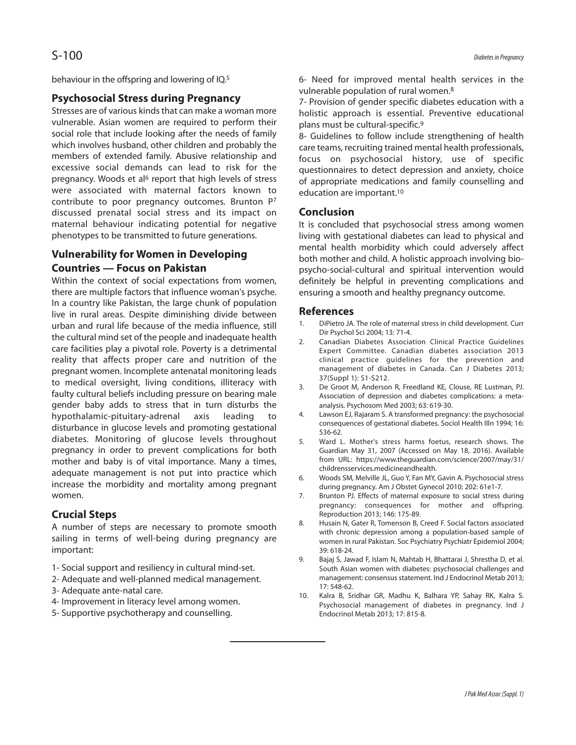behaviour in the offspring and lowering of IQ.[5]

## Psychosocial Stress during Pregnancy

Stresses are of various kinds that can make a woman more vulnerable. Asian women are required to perform their social role that include looking after the needs of family which involves husband, other children and probably the members of extended family. Abusive relationship and excessive social demands can lead to risk for the pregnancy. Woods et al[6] report that high levels of stress were associated with maternal factors known to contribute to poor pregnancy outcomes. Brunton P[7] discussed prenatal social stress and its impact on maternal behaviour indicating potential for negative phenotypes to be transmitted to future generations.

## Vulnerability for Women in Developing Countries — Focus on Pakistan

Within the context of social expectations from women, there are multiple factors that influence woman's psyche. In a country like Pakistan, the large chunk of population live in rural areas. Despite diminishing divide between urban and rural life because of the media influence, still the cultural mind set of the people and inadequate health care facilities play a pivotal role. Poverty is a detrimental reality that affects proper care and nutrition of the pregnant women. Incomplete antenatal monitoring leads to medical oversight, living conditions, illiteracy with faulty cultural beliefs including pressure on bearing male gender baby adds to stress that in turn disturbs the hypothalamic-pituitary-adrenal axis leading to disturbance in glucose levels and promoting gestational diabetes. Monitoring of glucose levels throughout pregnancy in order to prevent complications for both mother and baby is of vital importance. Many a times, adequate management is not put into practice which increase the morbidity and mortality among pregnant women.

## Crucial Steps

A number of steps are necessary to promote smooth sailing in terms of well-being during pregnancy are important:

1- Social support and resiliency in cultural mind-set.

2- Adequate and well-planned medical management.

3- Adequate ante-natal care.

4- Improvement in literacy level among women.

5- Supportive psychotherapy and counselling.

6- Need for improved mental health services in the vulnerable population of rural women.[8]

7- Provision of gender specific diabetes education with a holistic approach is essential. Preventive educational plans must be cultural-specific.[9]

8- Guidelines to follow include strengthening of health care teams, recruiting trained mental health professionals, focus on psychosocial history, use of specific questionnaires to detect depression and anxiety, choice of appropriate medications and family counselling and education are important.[10]

## Conclusion

It is concluded that psychosocial stress among women living with gestational diabetes can lead to physical and mental health morbidity which could adversely affect both mother and child. A holistic approach involving bio-psycho-social-cultural and spiritual intervention would definitely be helpful in preventing complications and ensuring a smooth and healthy pregnancy outcome.

## References

1. DiPietro JA. The role of maternal stress in child development. Curr Dir Psychol Sci 2004; 13: 71-4.
2. Canadian Diabetes Association Clinical Practice Guidelines Expert Committee. Canadian diabetes association 2013 clinical practice guidelines for the prevention and management of diabetes in Canada. Can J Diabetes 2013; 37(Suppl 1): S1-S212.
3. De Groot M, Anderson R, Freedland KE, Clouse, RE Lustman, PJ. Association of depression and diabetes complications: a meta-analysis. Psychosom Med 2003; 63: 619-30.
4. Lawson EJ, Rajaram S. A transformed pregnancy: the psychosocial consequences of gestational diabetes. Sociol Health Illn 1994; 16: 536-62.
5. Ward L. Mother's stress harms foetus, research shows. The Guardian May 31, 2007 (Accessed on May 18, 2016). Available from URL: https://www.theguardian.com/science/2007/may/31/childrensservices.medicineandhealth.
6. Woods SM, Melville JL, Guo Y, Fan MY, Gavin A. Psychosocial stress during pregnancy. Am J Obstet Gynecol 2010; 202: 61e1-7.
7. Brunton PJ. Effects of maternal exposure to social stress during pregnancy: consequences for mother and offspring. Reproduction 2013; 146: 175-89.
8. Husain N, Gater R, Tomenson B, Creed F. Social factors associated with chronic depression among a population-based sample of women in rural Pakistan. Soc Psychiatry Psychiatr Epidemiol 2004; 39: 618-24.
9. Bajaj S, Jawad F, Islam N, Mahtab H, Bhattarai J, Shrestha D, et al. South Asian women with diabetes: psychosocial challenges and management: consensus statement. Ind J Endocrinol Metab 2013; 17: 548-62.
10. Kalra B, Sridhar GR, Madhu K, Balhara YP, Sahay RK, Kalra S. Psychosocial management of diabetes in pregnancy. Ind J Endocrinol Metab 2013; 17: 815-8.